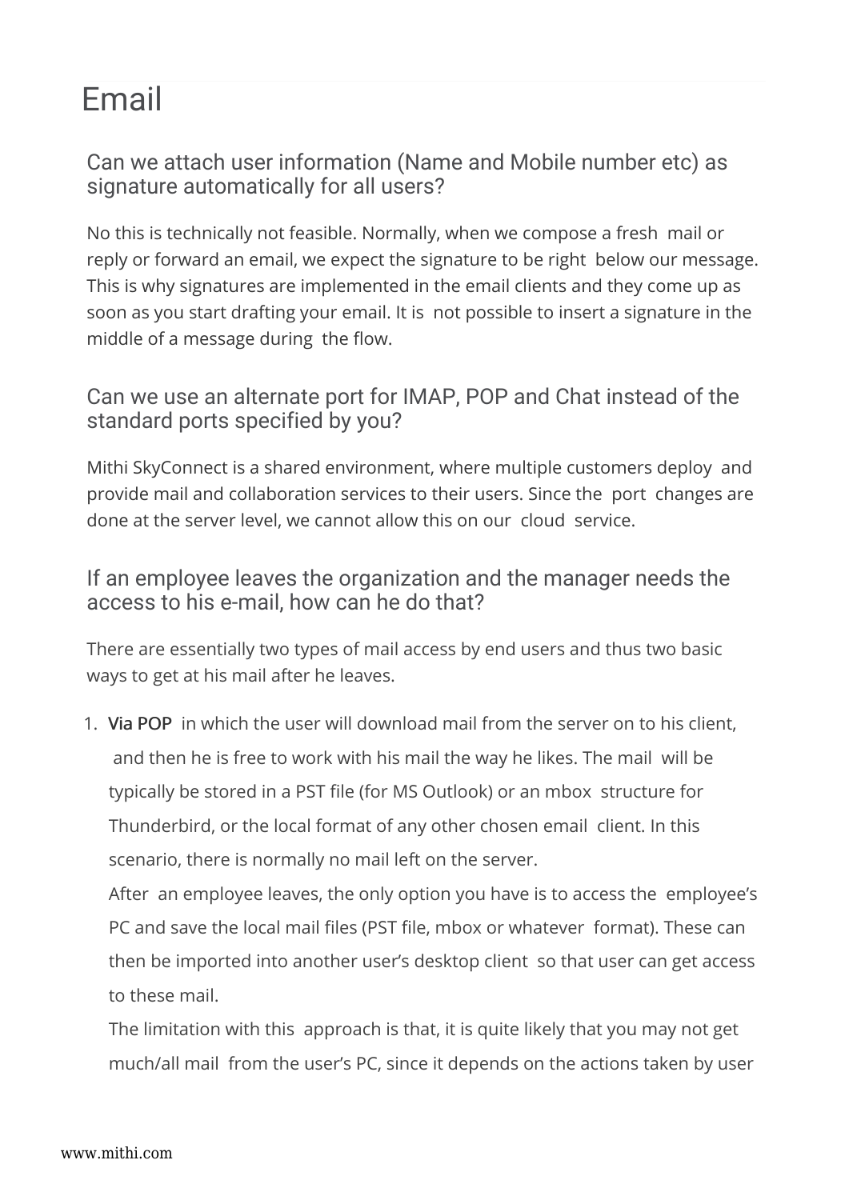# Email

## Can we attach user information (Name and Mobile number etc) as signature automatically for all users?

No this is technically not feasible. Normally, when we compose a fresh mail or reply or forward an email, we expect the signature to be right below our message. This is why signatures are implemented in the email clients and they come up as soon as you start drafting your email. It is not possible to insert a signature in the middle of a message during the flow.

## Can we use an alternate port for IMAP, POP and Chat instead of the standard ports specified by you?

Mithi SkyConnect is a shared environment, where multiple customers deploy and provide mail and collaboration services to their users. Since the port changes are done at the server level, we cannot allow this on our cloud service.

## If an employee leaves the organization and the manager needs the access to his e-mail, how can he do that?

There are essentially two types of mail access by end users and thus two basic ways to get at his mail after he leaves.

1. **Via POP** in which the user will download mail from the server on to his client, and then he is free to work with his mail the way he likes. The mail will be typically be stored in a PST file (for MS Outlook) or an mbox structure for Thunderbird, or the local format of any other chosen email client. In this scenario, there is normally no mail left on the server.
   After an employee leaves, the only option you have is to access the employee's PC and save the local mail files (PST file, mbox or whatever format). These can then be imported into another user's desktop client so that user can get access to these mail.
   The limitation with this approach is that, it is quite likely that you may not get much/all mail from the user's PC, since it depends on the actions taken by user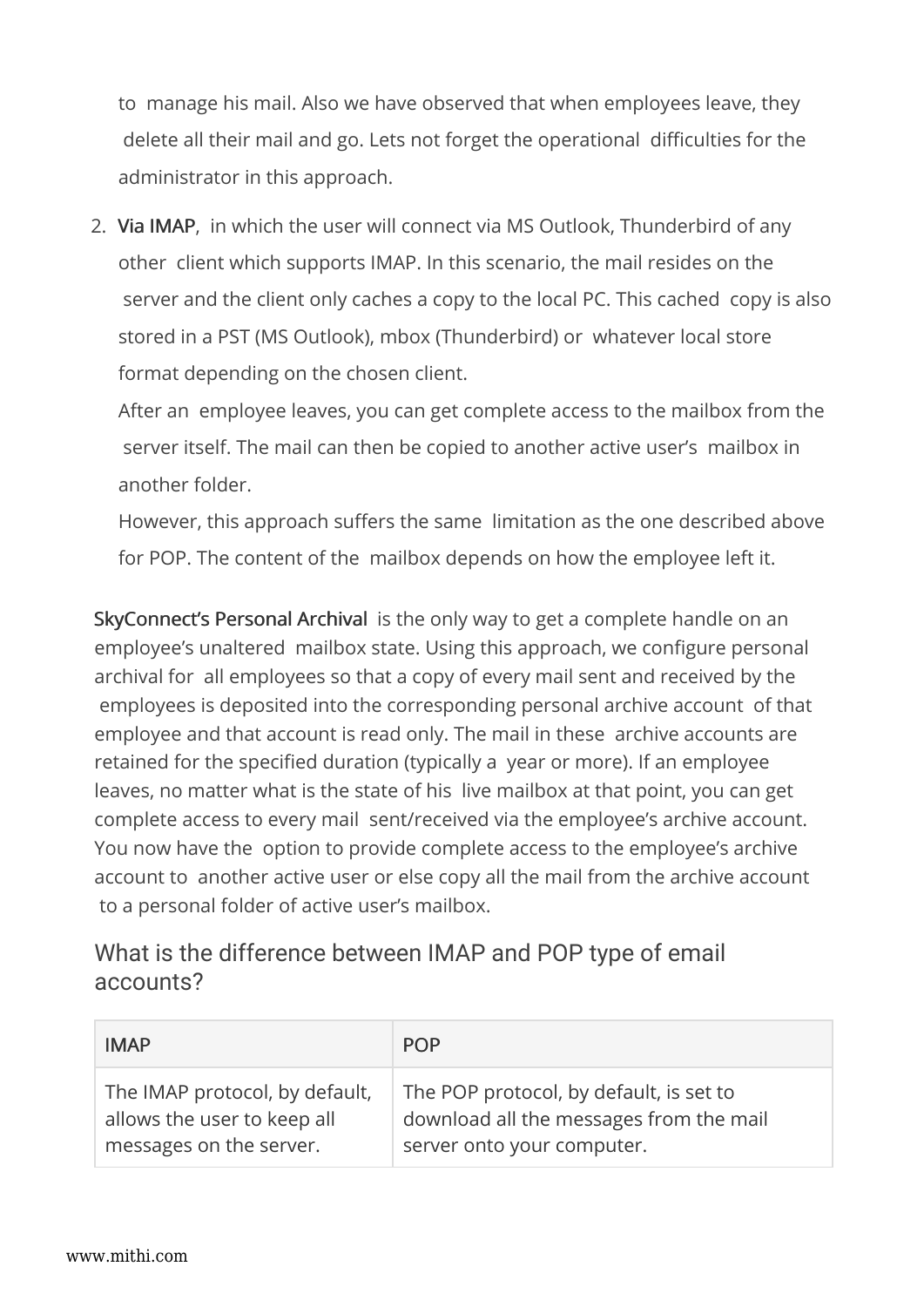to manage his mail. Also we have observed that when employees leave, they delete all their mail and go. Lets not forget the operational difficulties for the administrator in this approach.

2. **Via IMAP**, in which the user will connect via MS Outlook, Thunderbird of any other client which supports IMAP. In this scenario, the mail resides on the server and the client only caches a copy to the local PC. This cached copy is also stored in a PST (MS Outlook), mbox (Thunderbird) or whatever local store format depending on the chosen client.
   After an employee leaves, you can get complete access to the mailbox from the server itself. The mail can then be copied to another active user's mailbox in another folder.
   However, this approach suffers the same limitation as the one described above for POP. The content of the mailbox depends on how the employee left it.

**SkyConnect's Personal Archival** is the only way to get a complete handle on an employee's unaltered mailbox state. Using this approach, we configure personal archival for all employees so that a copy of every mail sent and received by the employees is deposited into the corresponding personal archive account of that employee and that account is read only. The mail in these archive accounts are retained for the specified duration (typically a year or more). If an employee leaves, no matter what is the state of his live mailbox at that point, you can get complete access to every mail sent/received via the employee's archive account. You now have the option to provide complete access to the employee's archive account to another active user or else copy all the mail from the archive account to a personal folder of active user's mailbox.

## What is the difference between IMAP and POP type of email accounts?

| IMAP | POP |
|---|---|
| The IMAP protocol, by default, allows the user to keep all messages on the server. | The POP protocol, by default, is set to download all the messages from the mail server onto your computer. |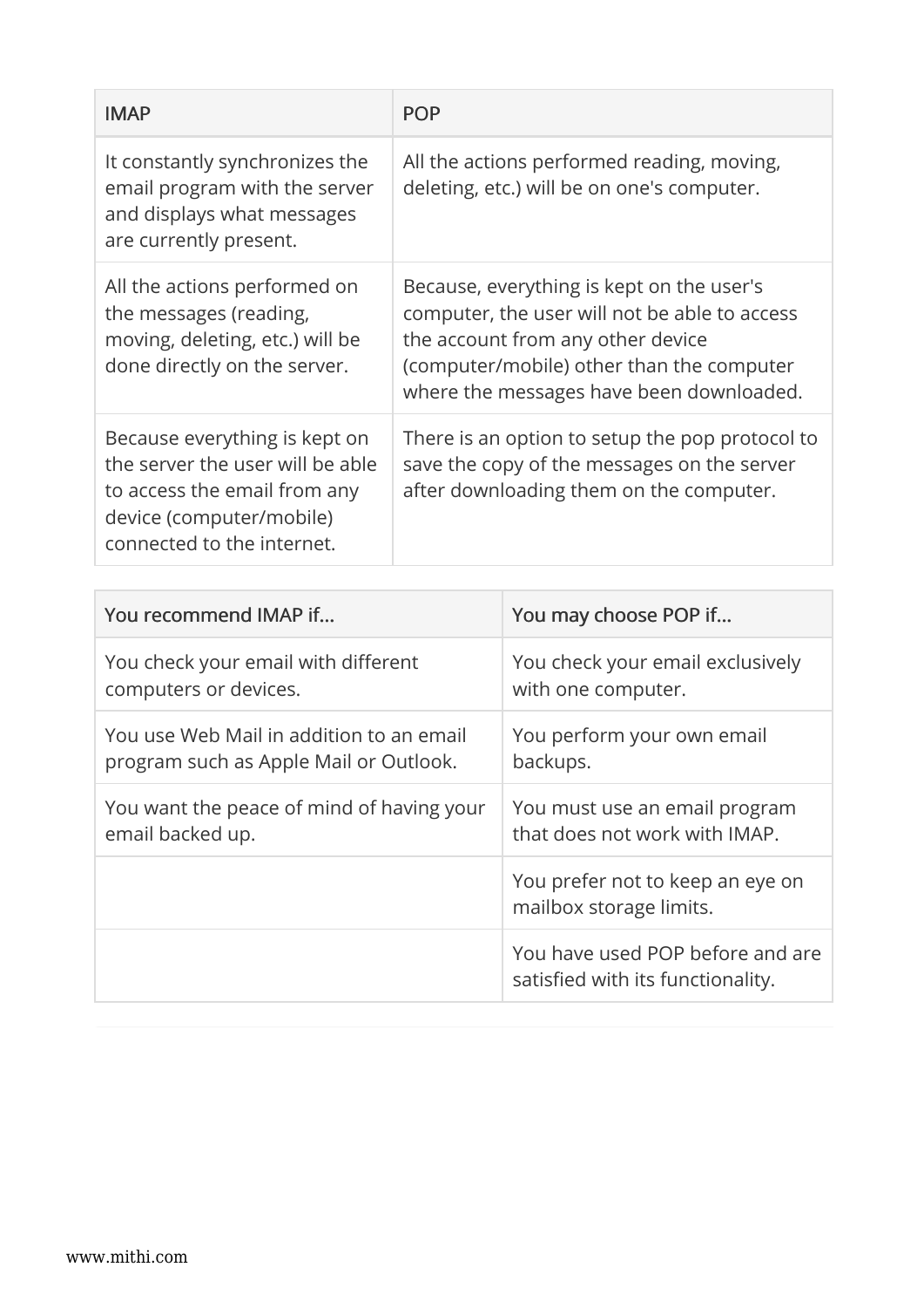| IMAP | POP |
|---|---|
| It constantly synchronizes the email program with the server and displays what messages are currently present. | All the actions performed reading, moving, deleting, etc.) will be on one's computer. |
| All the actions performed on the messages (reading, moving, deleting, etc.) will be done directly on the server. | Because, everything is kept on the user's computer, the user will not be able to access the account from any other device (computer/mobile) other than the computer where the messages have been downloaded. |
| Because everything is kept on the server the user will be able to access the email from any device (computer/mobile) connected to the internet. | There is an option to setup the pop protocol to save the copy of the messages on the server after downloading them on the computer. |

| You recommend IMAP if... | You may choose POP if... |
|---|---|
| You check your email with different computers or devices. | You check your email exclusively with one computer. |
| You use Web Mail in addition to an email program such as Apple Mail or Outlook. | You perform your own email backups. |
| You want the peace of mind of having your email backed up. | You must use an email program that does not work with IMAP. |
| | You prefer not to keep an eye on mailbox storage limits. |
| | You have used POP before and are satisfied with its functionality. |